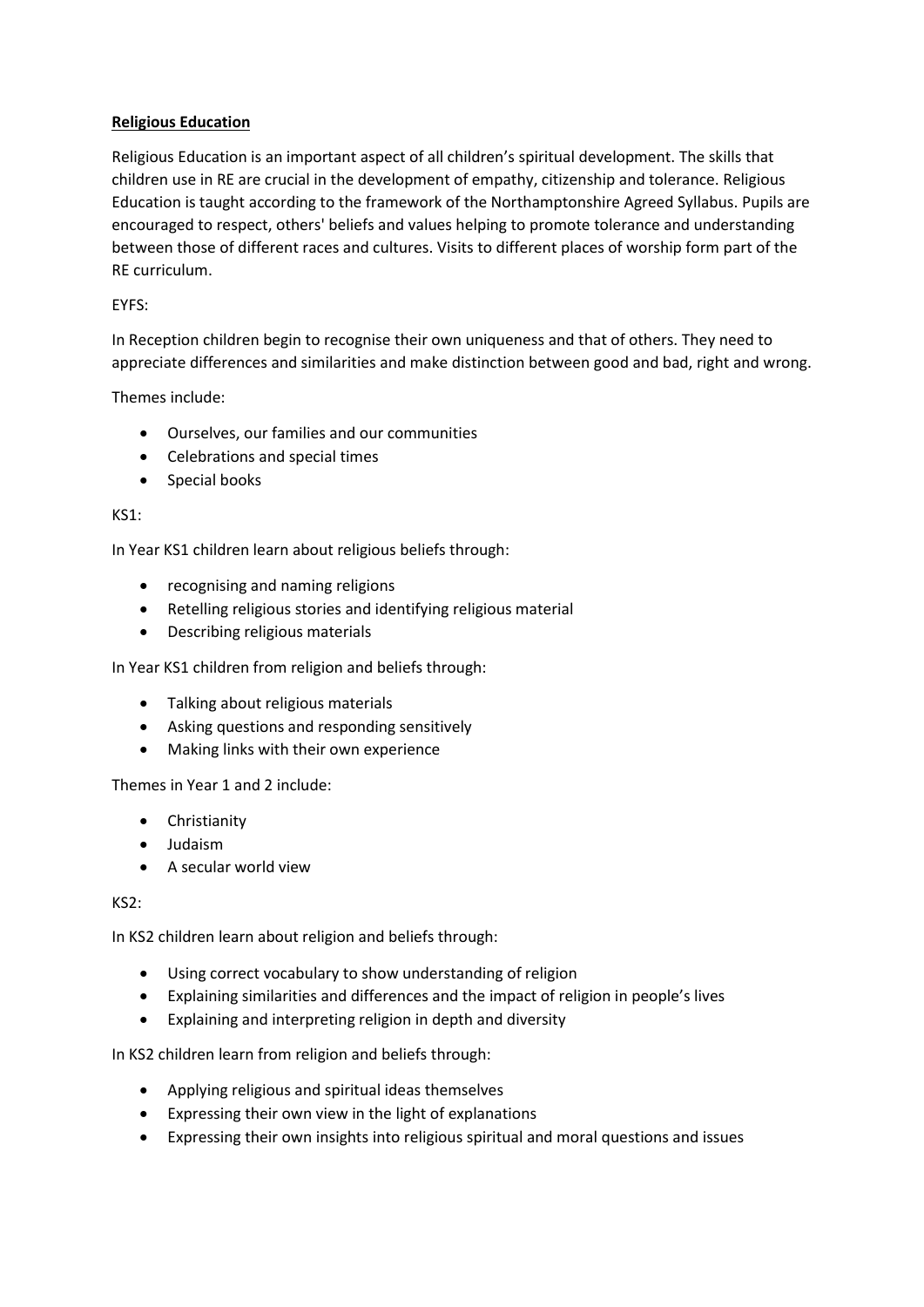**Religious Education**

Religious Education is an important aspect of all children's spiritual development. The skills that children use in RE are crucial in the development of empathy, citizenship and tolerance. Religious Education is taught according to the framework of the Northamptonshire Agreed Syllabus. Pupils are encouraged to respect, others' beliefs and values helping to promote tolerance and understanding between those of different races and cultures. Visits to different places of worship form part of the RE curriculum.

EYFS:

In Reception children begin to recognise their own uniqueness and that of others. They need to appreciate differences and similarities and make distinction between good and bad, right and wrong.

Themes include:

- Ourselves, our families and our communities
- Celebrations and special times
- Special books

KS1:

In Year KS1 children learn about religious beliefs through:

- recognising and naming religions
- Retelling religious stories and identifying religious material
- Describing religious materials

In Year KS1 children from religion and beliefs through:

- Talking about religious materials
- Asking questions and responding sensitively
- Making links with their own experience

Themes in Year 1 and 2 include:

- Christianity
- Judaism
- A secular world view

KS2:

In KS2 children learn about religion and beliefs through:

- Using correct vocabulary to show understanding of religion
- Explaining similarities and differences and the impact of religion in people's lives
- Explaining and interpreting religion in depth and diversity

In KS2 children learn from religion and beliefs through:

- Applying religious and spiritual ideas themselves
- Expressing their own view in the light of explanations
- Expressing their own insights into religious spiritual and moral questions and issues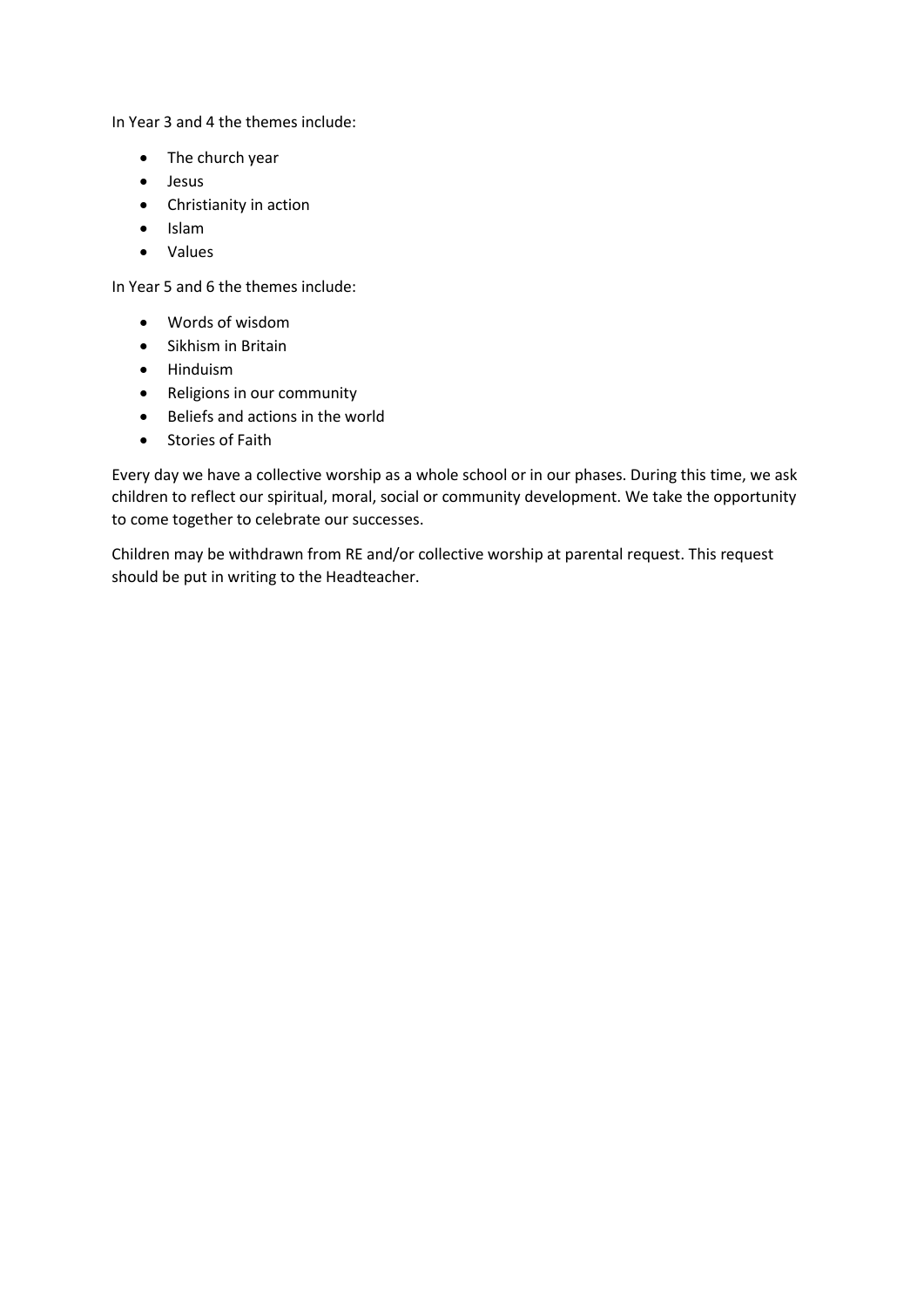In Year 3 and 4 the themes include:

- The church year
- Jesus
- Christianity in action
- Islam
- Values

In Year 5 and 6 the themes include:

- Words of wisdom
- Sikhism in Britain
- Hinduism
- Religions in our community
- Beliefs and actions in the world
- Stories of Faith

Every day we have a collective worship as a whole school or in our phases. During this time, we ask children to reflect our spiritual, moral, social or community development. We take the opportunity to come together to celebrate our successes.

Children may be withdrawn from RE and/or collective worship at parental request. This request should be put in writing to the Headteacher.